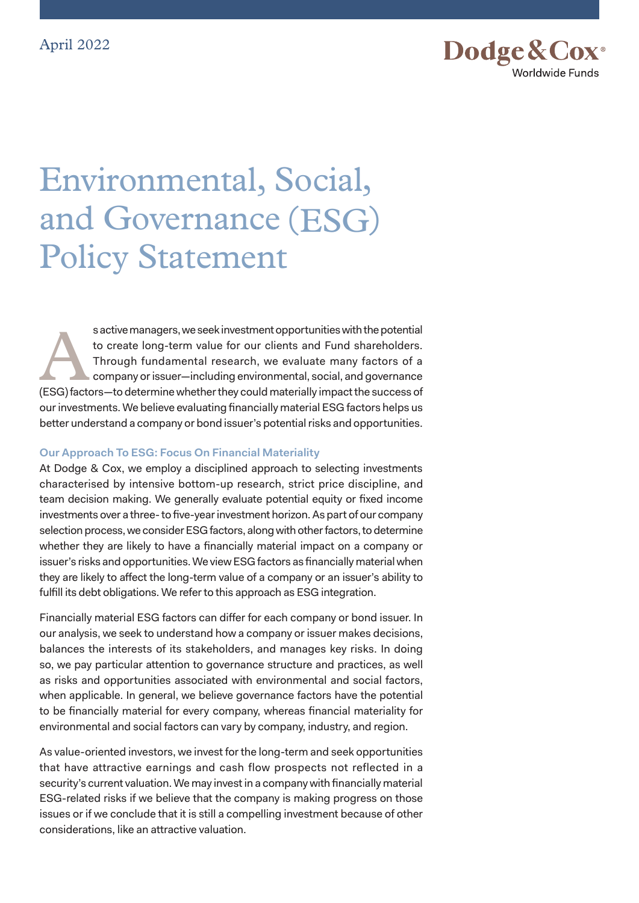April 2022

Dodge & Cox Worldwide Funds

# Environmental, Social, and Governance (ESG) Policy Statement

As active managers, we seek investment opportunities with the potential to create long-term value for our clients and Fund shareholders. Through fundamental research, we evaluate many factors of a company or issuer—including environmental, social, and governance (ESG) factors—to determine whether they could materially impact the success of our investments. We believe evaluating financially material ESG factors helps us better understand a company or bond issuer's potential risks and opportunities.

### Our Approach To ESG: Focus On Financial Materiality

At Dodge & Cox, we employ a disciplined approach to selecting investments characterised by intensive bottom-up research, strict price discipline, and team decision making. We generally evaluate potential equity or fixed income investments over a three- to five-year investment horizon. As part of our company selection process, we consider ESG factors, along with other factors, to determine whether they are likely to have a financially material impact on a company or issuer's risks and opportunities. We view ESG factors as financially material when they are likely to affect the long-term value of a company or an issuer's ability to fulfill its debt obligations. We refer to this approach as ESG integration.

Financially material ESG factors can differ for each company or bond issuer. In our analysis, we seek to understand how a company or issuer makes decisions, balances the interests of its stakeholders, and manages key risks. In doing so, we pay particular attention to governance structure and practices, as well as risks and opportunities associated with environmental and social factors, when applicable. In general, we believe governance factors have the potential to be financially material for every company, whereas financial materiality for environmental and social factors can vary by company, industry, and region.

As value-oriented investors, we invest for the long-term and seek opportunities that have attractive earnings and cash flow prospects not reflected in a security's current valuation. We may invest in a company with financially material ESG-related risks if we believe that the company is making progress on those issues or if we conclude that it is still a compelling investment because of other considerations, like an attractive valuation.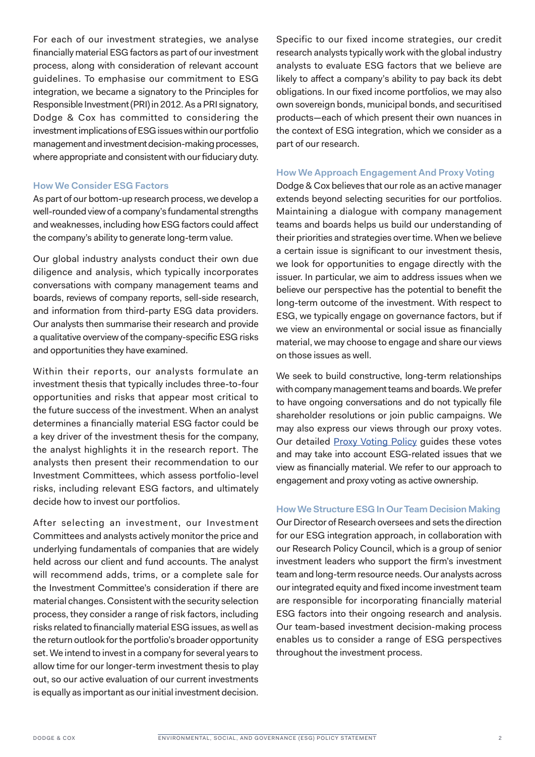For each of our investment strategies, we analyse financially material ESG factors as part of our investment process, along with consideration of relevant account guidelines. To emphasise our commitment to ESG integration, we became a signatory to the Principles for Responsible Investment (PRI) in 2012. As a PRI signatory, Dodge & Cox has committed to considering the investment implications of ESG issues within our portfolio management and investment decision-making processes, where appropriate and consistent with our fiduciary duty.

### How We Consider ESG Factors

As part of our bottom-up research process, we develop a well-rounded view of a company's fundamental strengths and weaknesses, including how ESG factors could affect the company's ability to generate long-term value.

Our global industry analysts conduct their own due diligence and analysis, which typically incorporates conversations with company management teams and boards, reviews of company reports, sell-side research, and information from third-party ESG data providers. Our analysts then summarise their research and provide a qualitative overview of the company-specific ESG risks and opportunities they have examined.

Within their reports, our analysts formulate an investment thesis that typically includes three-to-four opportunities and risks that appear most critical to the future success of the investment. When an analyst determines a financially material ESG factor could be a key driver of the investment thesis for the company, the analyst highlights it in the research report. The analysts then present their recommendation to our Investment Committees, which assess portfolio-level risks, including relevant ESG factors, and ultimately decide how to invest our portfolios.

After selecting an investment, our Investment Committees and analysts actively monitor the price and underlying fundamentals of companies that are widely held across our client and fund accounts. The analyst will recommend adds, trims, or a complete sale for the Investment Committee's consideration if there are material changes. Consistent with the security selection process, they consider a range of risk factors, including risks related to financially material ESG issues, as well as the return outlook for the portfolio's broader opportunity set. We intend to invest in a company for several years to allow time for our longer-term investment thesis to play out, so our active evaluation of our current investments is equally as important as our initial investment decision.

Specific to our fixed income strategies, our credit research analysts typically work with the global industry analysts to evaluate ESG factors that we believe are likely to affect a company's ability to pay back its debt obligations. In our fixed income portfolios, we may also own sovereign bonds, municipal bonds, and securitised products—each of which present their own nuances in the context of ESG integration, which we consider as a part of our research.

### How We Approach Engagement And Proxy Voting

Dodge & Cox believes that our role as an active manager extends beyond selecting securities for our portfolios. Maintaining a dialogue with company management teams and boards helps us build our understanding of their priorities and strategies over time. When we believe a certain issue is significant to our investment thesis, we look for opportunities to engage directly with the issuer. In particular, we aim to address issues when we believe our perspective has the potential to benefit the long-term outcome of the investment. With respect to ESG, we typically engage on governance factors, but if we view an environmental or social issue as financially material, we may choose to engage and share our views on those issues as well.

We seek to build constructive, long-term relationships with company management teams and boards. We prefer to have ongoing conversations and do not typically file shareholder resolutions or join public campaigns. We may also express our views through our proxy votes. Our detailed Proxy Voting Policy guides these votes and may take into account ESG-related issues that we view as financially material. We refer to our approach to engagement and proxy voting as active ownership.

### How We Structure ESG In Our Team Decision Making

Our Director of Research oversees and sets the direction for our ESG integration approach, in collaboration with our Research Policy Council, which is a group of senior investment leaders who support the firm's investment team and long-term resource needs. Our analysts across our integrated equity and fixed income investment team are responsible for incorporating financially material ESG factors into their ongoing research and analysis. Our team-based investment decision-making process enables us to consider a range of ESG perspectives throughout the investment process.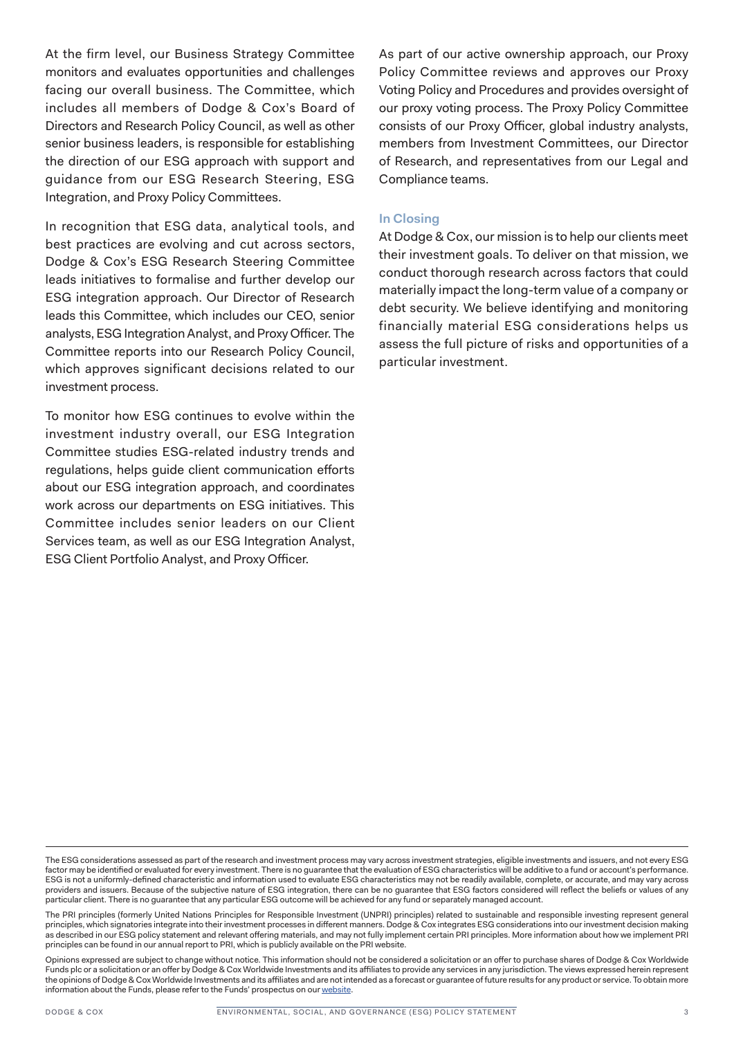At the firm level, our Business Strategy Committee monitors and evaluates opportunities and challenges facing our overall business. The Committee, which includes all members of Dodge & Cox's Board of Directors and Research Policy Council, as well as other senior business leaders, is responsible for establishing the direction of our ESG approach with support and guidance from our ESG Research Steering, ESG Integration, and Proxy Policy Committees.

In recognition that ESG data, analytical tools, and best practices are evolving and cut across sectors, Dodge & Cox's ESG Research Steering Committee leads initiatives to formalise and further develop our ESG integration approach. Our Director of Research leads this Committee, which includes our CEO, senior analysts, ESG Integration Analyst, and Proxy Officer. The Committee reports into our Research Policy Council, which approves significant decisions related to our investment process.

To monitor how ESG continues to evolve within the investment industry overall, our ESG Integration Committee studies ESG-related industry trends and regulations, helps guide client communication efforts about our ESG integration approach, and coordinates work across our departments on ESG initiatives. This Committee includes senior leaders on our Client Services team, as well as our ESG Integration Analyst, ESG Client Portfolio Analyst, and Proxy Officer.

As part of our active ownership approach, our Proxy Policy Committee reviews and approves our Proxy Voting Policy and Procedures and provides oversight of our proxy voting process. The Proxy Policy Committee consists of our Proxy Officer, global industry analysts, members from Investment Committees, our Director of Research, and representatives from our Legal and Compliance teams.

### In Closing

At Dodge & Cox, our mission is to help our clients meet their investment goals. To deliver on that mission, we conduct thorough research across factors that could materially impact the long-term value of a company or debt security. We believe identifying and monitoring financially material ESG considerations helps us assess the full picture of risks and opportunities of a particular investment.

---

The ESG considerations assessed as part of the research and investment process may vary across investment strategies, eligible investments and issuers, and not every ESG factor may be identified or evaluated for every investment. There is no guarantee that the evaluation of ESG characteristics will be additive to a fund or account's performance. ESG is not a uniformly-defined characteristic and information used to evaluate ESG characteristics may not be readily available, complete, or accurate, and may vary across providers and issuers. Because of the subjective nature of ESG integration, there can be no guarantee that ESG factors considered will reflect the beliefs or values of any particular client. There is no guarantee that any particular ESG outcome will be achieved for any fund or separately managed account.

The PRI principles (formerly United Nations Principles for Responsible Investment (UNPRI) principles) related to sustainable and responsible investing represent general principles, which signatories integrate into their investment processes in different manners. Dodge & Cox integrates ESG considerations into our investment decision making as described in our ESG policy statement and relevant offering materials, and may not fully implement certain PRI principles. More information about how we implement PRI principles can be found in our annual report to PRI, which is publicly available on the PRI website.

Opinions expressed are subject to change without notice. This information should not be considered a solicitation or an offer to purchase shares of Dodge & Cox Worldwide Funds plc or a solicitation or an offer by Dodge & Cox Worldwide Investments and its affiliates to provide any services in any jurisdiction. The views expressed herein represent the opinions of Dodge & Cox Worldwide Investments and its affiliates and are not intended as a forecast or guarantee of future results for any product or service. To obtain more information about the Funds, please refer to the Funds' prospectus on our website.